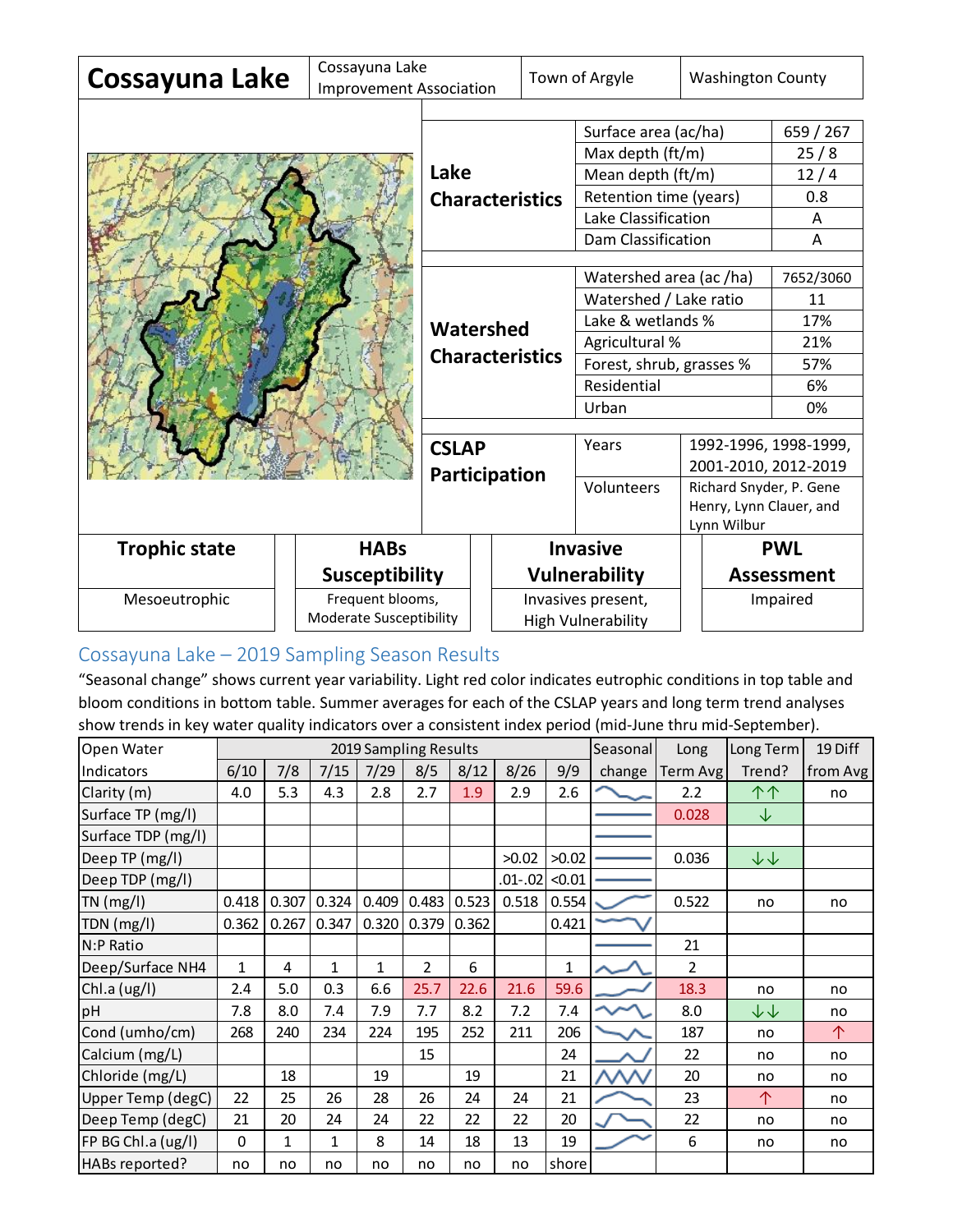# Cossayuna Lake

| Cossayuna Lake | Cossayuna Lake Improvement Association | Town of Argyle | Washington County |
|---|---|---|---|

**Lake Characteristics**

| | |
|---|---|
| Surface area (ac/ha) | 659 / 267 |
| Max depth (ft/m) | 25 / 8 |
| Mean depth (ft/m) | 12 / 4 |
| Retention time (years) | 0.8 |
| Lake Classification | A |
| Dam Classification | A |

**Watershed Characteristics**

| | |
|---|---|
| Watershed area (ac /ha) | 7652/3060 |
| Watershed / Lake ratio | 11 |
| Lake & wetlands % | 17% |
| Agricultural % | 21% |
| Forest, shrub, grasses % | 57% |
| Residential | 6% |
| Urban | 0% |

**CSLAP Participation**

| | |
|---|---|
| Years | 1992-1996, 1998-1999, 2001-2010, 2012-2019 |
| Volunteers | Richard Snyder, P. Gene Henry, Lynn Clauer, and Lynn Wilbur |

| Trophic state | HABs Susceptibility | Invasive Vulnerability | PWL Assessment |
|---|---|---|---|
| Mesoeutrophic | Frequent blooms, Moderate Susceptibility | Invasives present, High Vulnerability | Impaired |

## Cossayuna Lake – 2019 Sampling Season Results

"Seasonal change" shows current year variability. Light red color indicates eutrophic conditions in top table and bloom conditions in bottom table. Summer averages for each of the CSLAP years and long term trend analyses show trends in key water quality indicators over a consistent index period (mid-June thru mid-September).

| Open Water | 2019 Sampling Results | | | | | | | | Seasonal | Long | Long Term | 19 Diff |
|---|---|---|---|---|---|---|---|---|---|---|---|---|
| Indicators | 6/10 | 7/8 | 7/15 | 7/29 | 8/5 | 8/12 | 8/26 | 9/9 | change | Term Avg | Trend? | from Avg |
| Clarity (m) | 4.0 | 5.3 | 4.3 | 2.8 | 2.7 | 1.9 | 2.9 | 2.6 | | 2.2 | ↑↑ | no |
| Surface TP (mg/l) | | | | | | | | | | 0.028 | ↓ | |
| Surface TDP (mg/l) | | | | | | | | | | | | |
| Deep TP (mg/l) | | | | | | | >0.02 | >0.02 | | 0.036 | ↓↓ | |
| Deep TDP (mg/l) | | | | | | | .01-.02 | <0.01 | | | | |
| TN (mg/l) | 0.418 | 0.307 | 0.324 | 0.409 | 0.483 | 0.523 | 0.518 | 0.554 | | 0.522 | no | no |
| TDN (mg/l) | 0.362 | 0.267 | 0.347 | 0.320 | 0.379 | 0.362 | | 0.421 | | | | |
| N:P Ratio | | | | | | | | | | 21 | | |
| Deep/Surface NH4 | 1 | 4 | 1 | 1 | 2 | 6 | | 1 | | 2 | | |
| Chl.a (ug/l) | 2.4 | 5.0 | 0.3 | 6.6 | 25.7 | 22.6 | 21.6 | 59.6 | | 18.3 | no | no |
| pH | 7.8 | 8.0 | 7.4 | 7.9 | 7.7 | 8.2 | 7.2 | 7.4 | | 8.0 | ↓↓ | no |
| Cond (umho/cm) | 268 | 240 | 234 | 224 | 195 | 252 | 211 | 206 | | 187 | no | ↑ |
| Calcium (mg/L) | | | | | 15 | | | 24 | | 22 | no | no |
| Chloride (mg/L) | | 18 | | 19 | | 19 | | 21 | | 20 | no | no |
| Upper Temp (degC) | 22 | 25 | 26 | 28 | 26 | 24 | 24 | 21 | | 23 | ↑ | no |
| Deep Temp (degC) | 21 | 20 | 24 | 24 | 22 | 22 | 22 | 20 | | 22 | no | no |
| FP BG Chl.a (ug/l) | 0 | 1 | 1 | 8 | 14 | 18 | 13 | 19 | | 6 | no | no |
| HABs reported? | no | no | no | no | no | no | no | shore | | | | |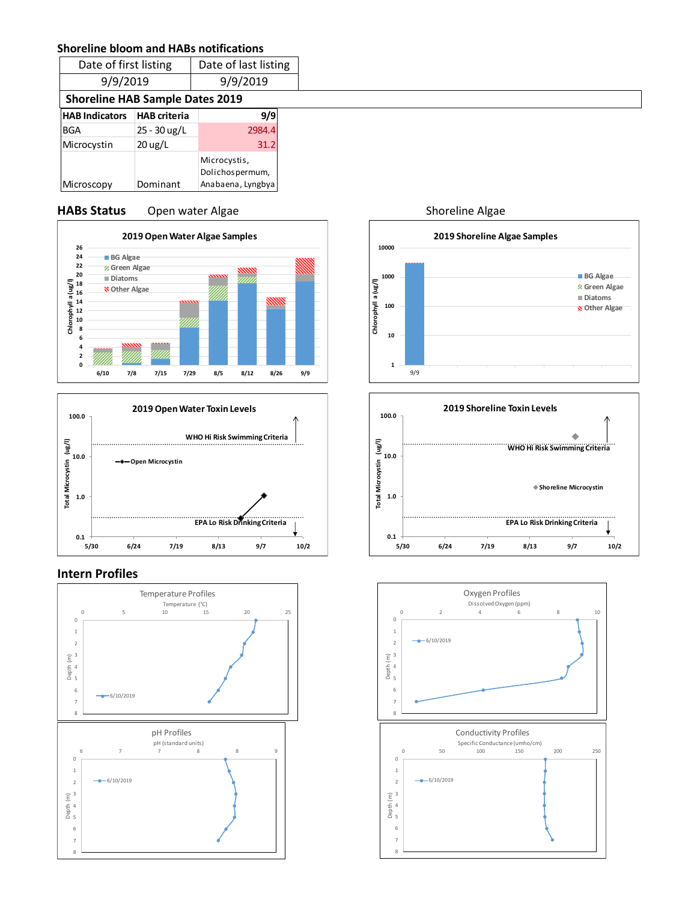## Shoreline bloom and HABs notifications

| Date of first listing | Date of last listing |
|---|---|
| 9/9/2019 | 9/9/2019 |

### Shoreline HAB Sample Dates 2019

| HAB Indicators | HAB criteria | 9/9 |
|---|---|---|
| BGA | 25 - 30 ug/L | 2984.4 |
| Microcystin | 20 ug/L | 31.2 |
| Microscopy | Dominant | Microcystis, Dolichospermum, Anabaena, Lyngbya |

## HABs Status

Open water Algae

Shoreline Algae

**2019 Open Water Algae Samples**

Chlorophyll a (ug/l); BG Algae, Green Algae, Diatoms, Other Algae; 6/10, 7/8, 7/15, 7/29, 8/5, 8/12, 8/26, 9/9

**2019 Shoreline Algae Samples**

Chlorophyll a (ug/l); BG Algae, Green Algae, Diatoms, Other Algae; 9/9

**2019 Open Water Toxin Levels**

Total Microcystin (ug/l); Open Microcystin; WHO Hi Risk Swimming Criteria; EPA Lo Risk Drinking Criteria; 5/30, 6/24, 7/19, 8/13, 9/7, 10/2

**2019 Shoreline Toxin Levels**

Total Microcystin (ug/l); Shoreline Microcystin; WHO Hi Risk Swimming Criteria; EPA Lo Risk Drinking Criteria; 5/30, 6/24, 7/19, 8/13, 9/7, 10/2

## Intern Profiles

Temperature Profiles — Temperature (°C); Depth (m); 6/10/2019

Oxygen Profiles — Dissolved Oxygen (ppm); Depth (m); 6/10/2019

pH Profiles — pH (standard units); Depth (m); 6/10/2019

Conductivity Profiles — Specific Conductance (umho/cm); Depth (m); 6/10/2019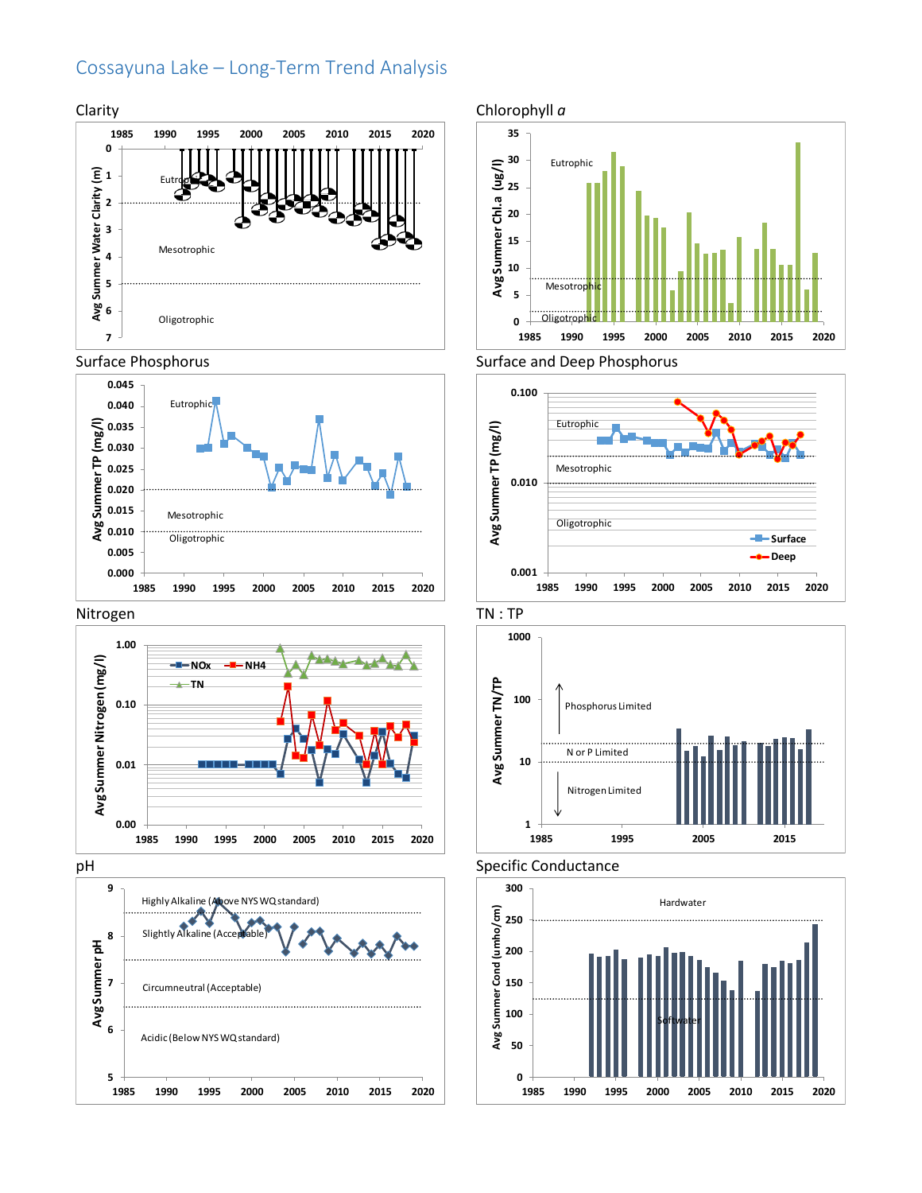# Cossayuna Lake – Long-Term Trend Analysis

## Clarity

Avg Summer Water Clarity (m)

Eutrophic

Mesotrophic

Oligotrophic

## Chlorophyll *a*

Avg Summer Chl.a (ug/l)

Eutrophic

Mesotrophic

Oligotrophic

## Surface Phosphorus

Avg Summer TP (mg/l)

Eutrophic

Mesotrophic

Oligotrophic

## Surface and Deep Phosphorus

Avg Summer TP (mg/l)

Eutrophic

Mesotrophic

Oligotrophic

Surface

Deep

## Nitrogen

Avg Summer Nitrogen (mg/l)

NOx

NH4

TN

## TN : TP

Avg Summer TN/TP

Phosphorus Limited

N or P Limited

Nitrogen Limited

## pH

Avg Summer pH

Highly Alkaline (Above NYS WQ standard)

Slightly Alkaline (Acceptable)

Circumneutral (Acceptable)

Acidic (Below NYS WQ standard)

## Specific Conductance

Avg Summer Cond (umho/cm)

Hardwater

Softwater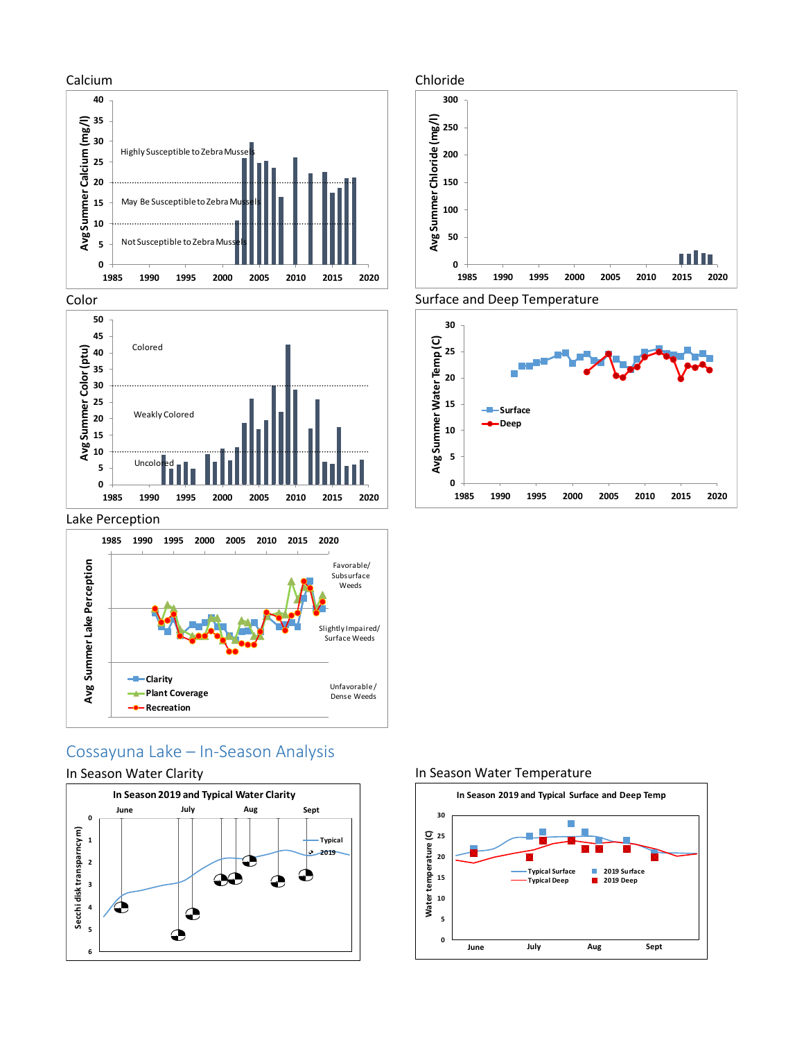Calcium

Chloride

Color

Surface and Deep Temperature

Lake Perception

## Cossayuna Lake – In-Season Analysis

In Season Water Clarity

In Season Water Temperature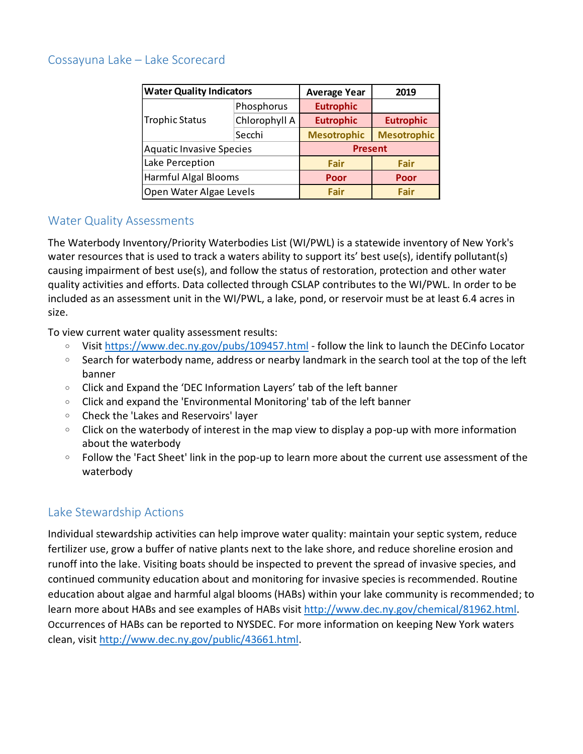## Cossayuna Lake – Lake Scorecard

| Water Quality Indicators | | Average Year | 2019 |
|---|---|---|---|
| Trophic Status | Phosphorus | Eutrophic | |
| | Chlorophyll A | Eutrophic | Eutrophic |
| | Secchi | Mesotrophic | Mesotrophic |
| Aquatic Invasive Species | | Present | |
| Lake Perception | | Fair | Fair |
| Harmful Algal Blooms | | Poor | Poor |
| Open Water Algae Levels | | Fair | Fair |

## Water Quality Assessments

The Waterbody Inventory/Priority Waterbodies List (WI/PWL) is a statewide inventory of New York's water resources that is used to track a waters ability to support its' best use(s), identify pollutant(s) causing impairment of best use(s), and follow the status of restoration, protection and other water quality activities and efforts. Data collected through CSLAP contributes to the WI/PWL. In order to be included as an assessment unit in the WI/PWL, a lake, pond, or reservoir must be at least 6.4 acres in size.

To view current water quality assessment results:

- Visit https://www.dec.ny.gov/pubs/109457.html - follow the link to launch the DECinfo Locator
- Search for waterbody name, address or nearby landmark in the search tool at the top of the left banner
- Click and Expand the 'DEC Information Layers' tab of the left banner
- Click and expand the 'Environmental Monitoring' tab of the left banner
- Check the 'Lakes and Reservoirs' layer
- Click on the waterbody of interest in the map view to display a pop-up with more information about the waterbody
- Follow the 'Fact Sheet' link in the pop-up to learn more about the current use assessment of the waterbody

## Lake Stewardship Actions

Individual stewardship activities can help improve water quality: maintain your septic system, reduce fertilizer use, grow a buffer of native plants next to the lake shore, and reduce shoreline erosion and runoff into the lake. Visiting boats should be inspected to prevent the spread of invasive species, and continued community education about and monitoring for invasive species is recommended. Routine education about algae and harmful algal blooms (HABs) within your lake community is recommended; to learn more about HABs and see examples of HABs visit http://www.dec.ny.gov/chemical/81962.html. Occurrences of HABs can be reported to NYSDEC. For more information on keeping New York waters clean, visit http://www.dec.ny.gov/public/43661.html.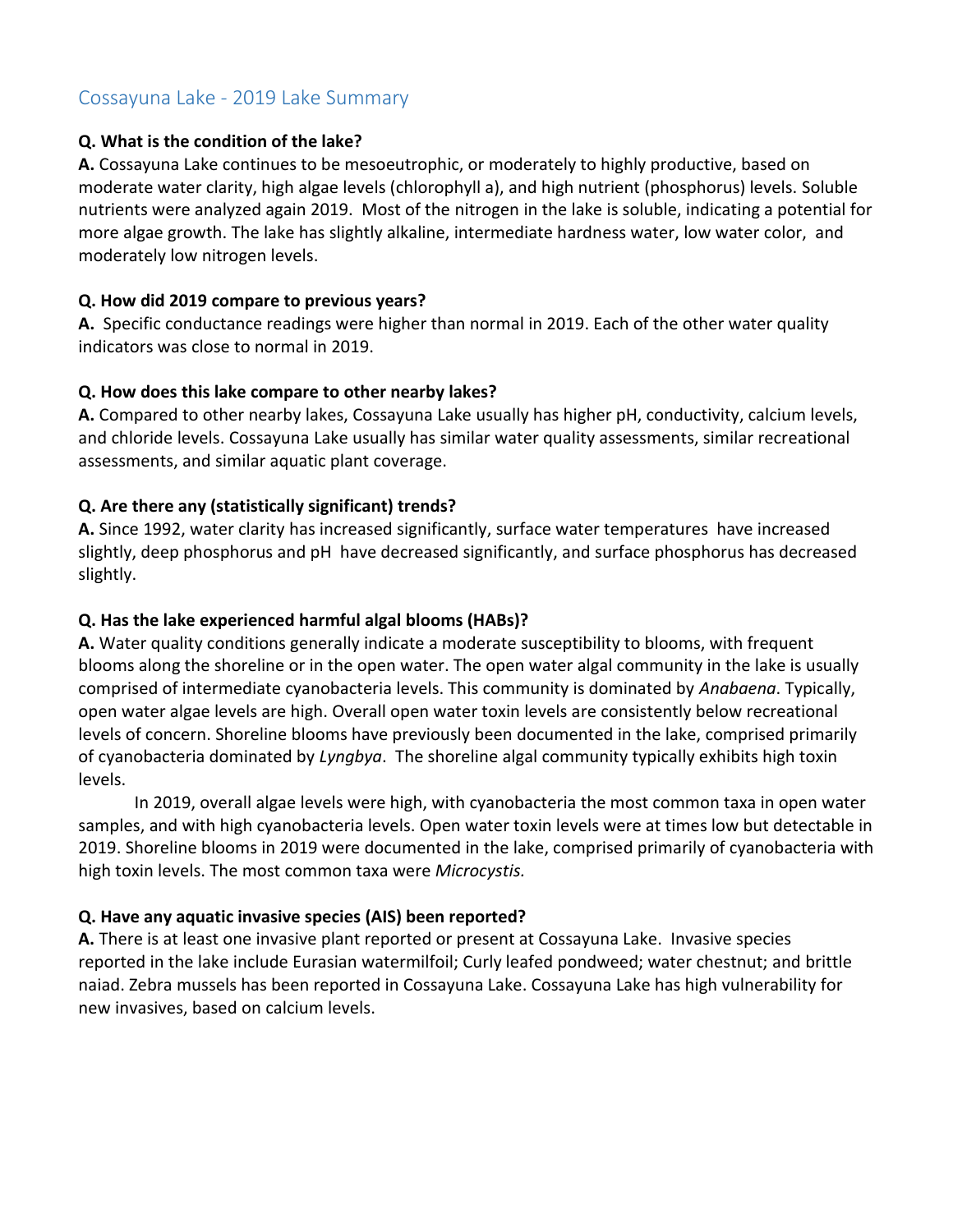# Cossayuna Lake - 2019 Lake Summary

**Q. What is the condition of the lake?**

**A.** Cossayuna Lake continues to be mesoeutrophic, or moderately to highly productive, based on moderate water clarity, high algae levels (chlorophyll a), and high nutrient (phosphorus) levels. Soluble nutrients were analyzed again 2019. Most of the nitrogen in the lake is soluble, indicating a potential for more algae growth. The lake has slightly alkaline, intermediate hardness water, low water color, and moderately low nitrogen levels.

**Q. How did 2019 compare to previous years?**

**A.** Specific conductance readings were higher than normal in 2019. Each of the other water quality indicators was close to normal in 2019.

**Q. How does this lake compare to other nearby lakes?**

**A.** Compared to other nearby lakes, Cossayuna Lake usually has higher pH, conductivity, calcium levels, and chloride levels. Cossayuna Lake usually has similar water quality assessments, similar recreational assessments, and similar aquatic plant coverage.

**Q. Are there any (statistically significant) trends?**

**A.** Since 1992, water clarity has increased significantly, surface water temperatures have increased slightly, deep phosphorus and pH have decreased significantly, and surface phosphorus has decreased slightly.

**Q. Has the lake experienced harmful algal blooms (HABs)?**

**A.** Water quality conditions generally indicate a moderate susceptibility to blooms, with frequent blooms along the shoreline or in the open water. The open water algal community in the lake is usually comprised of intermediate cyanobacteria levels. This community is dominated by *Anabaena*. Typically, open water algae levels are high. Overall open water toxin levels are consistently below recreational levels of concern. Shoreline blooms have previously been documented in the lake, comprised primarily of cyanobacteria dominated by *Lyngbya*. The shoreline algal community typically exhibits high toxin levels.

In 2019, overall algae levels were high, with cyanobacteria the most common taxa in open water samples, and with high cyanobacteria levels. Open water toxin levels were at times low but detectable in 2019. Shoreline blooms in 2019 were documented in the lake, comprised primarily of cyanobacteria with high toxin levels. The most common taxa were *Microcystis*.

**Q. Have any aquatic invasive species (AIS) been reported?**

**A.** There is at least one invasive plant reported or present at Cossayuna Lake. Invasive species reported in the lake include Eurasian watermilfoil; Curly leafed pondweed; water chestnut; and brittle naiad. Zebra mussels has been reported in Cossayuna Lake. Cossayuna Lake has high vulnerability for new invasives, based on calcium levels.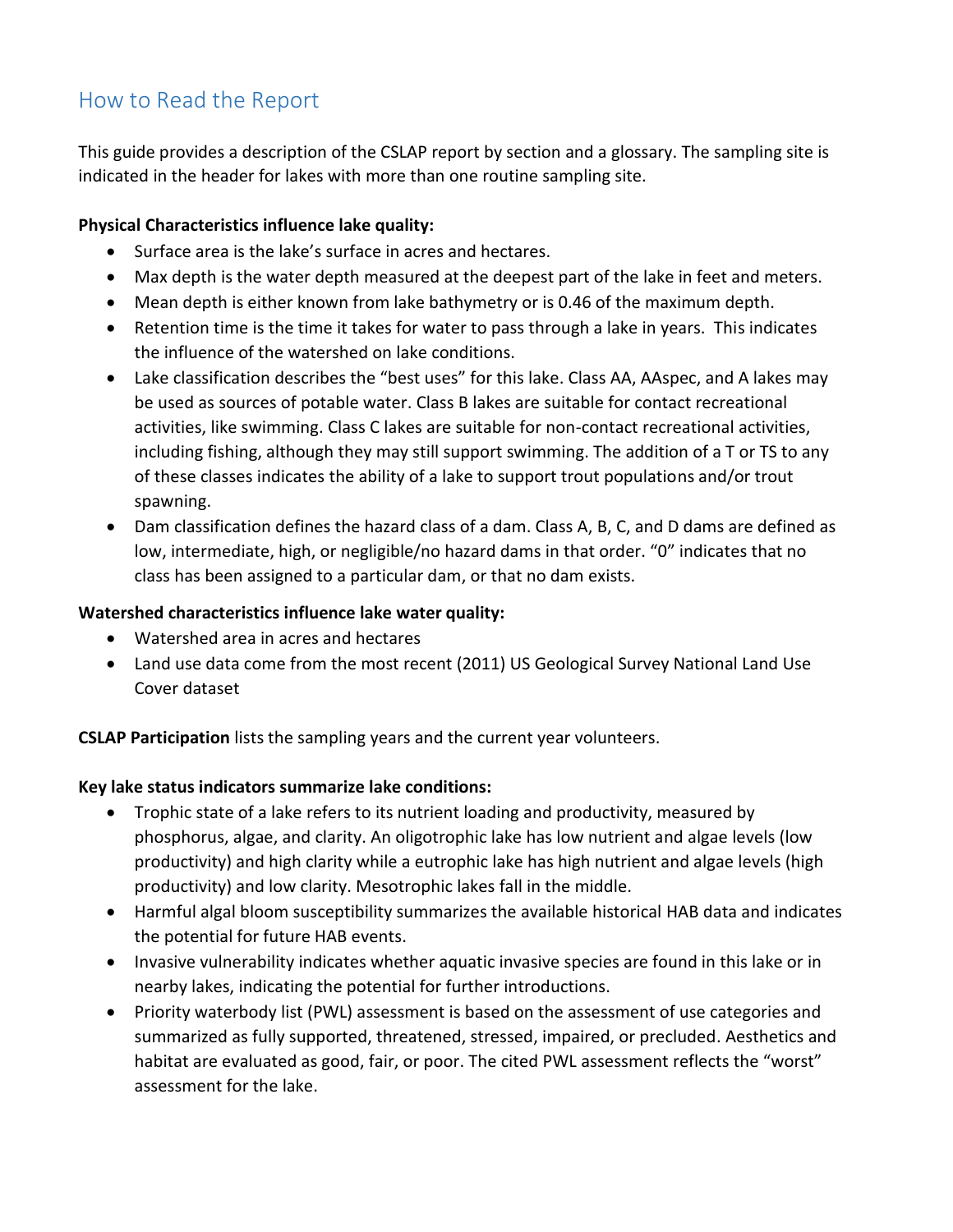## How to Read the Report

This guide provides a description of the CSLAP report by section and a glossary. The sampling site is indicated in the header for lakes with more than one routine sampling site.

**Physical Characteristics influence lake quality:**

- Surface area is the lake's surface in acres and hectares.
- Max depth is the water depth measured at the deepest part of the lake in feet and meters.
- Mean depth is either known from lake bathymetry or is 0.46 of the maximum depth.
- Retention time is the time it takes for water to pass through a lake in years. This indicates the influence of the watershed on lake conditions.
- Lake classification describes the "best uses" for this lake. Class AA, AAspec, and A lakes may be used as sources of potable water. Class B lakes are suitable for contact recreational activities, like swimming. Class C lakes are suitable for non-contact recreational activities, including fishing, although they may still support swimming. The addition of a T or TS to any of these classes indicates the ability of a lake to support trout populations and/or trout spawning.
- Dam classification defines the hazard class of a dam. Class A, B, C, and D dams are defined as low, intermediate, high, or negligible/no hazard dams in that order. "0" indicates that no class has been assigned to a particular dam, or that no dam exists.

**Watershed characteristics influence lake water quality:**

- Watershed area in acres and hectares
- Land use data come from the most recent (2011) US Geological Survey National Land Use Cover dataset

**CSLAP Participation** lists the sampling years and the current year volunteers.

**Key lake status indicators summarize lake conditions:**

- Trophic state of a lake refers to its nutrient loading and productivity, measured by phosphorus, algae, and clarity. An oligotrophic lake has low nutrient and algae levels (low productivity) and high clarity while a eutrophic lake has high nutrient and algae levels (high productivity) and low clarity. Mesotrophic lakes fall in the middle.
- Harmful algal bloom susceptibility summarizes the available historical HAB data and indicates the potential for future HAB events.
- Invasive vulnerability indicates whether aquatic invasive species are found in this lake or in nearby lakes, indicating the potential for further introductions.
- Priority waterbody list (PWL) assessment is based on the assessment of use categories and summarized as fully supported, threatened, stressed, impaired, or precluded. Aesthetics and habitat are evaluated as good, fair, or poor. The cited PWL assessment reflects the "worst" assessment for the lake.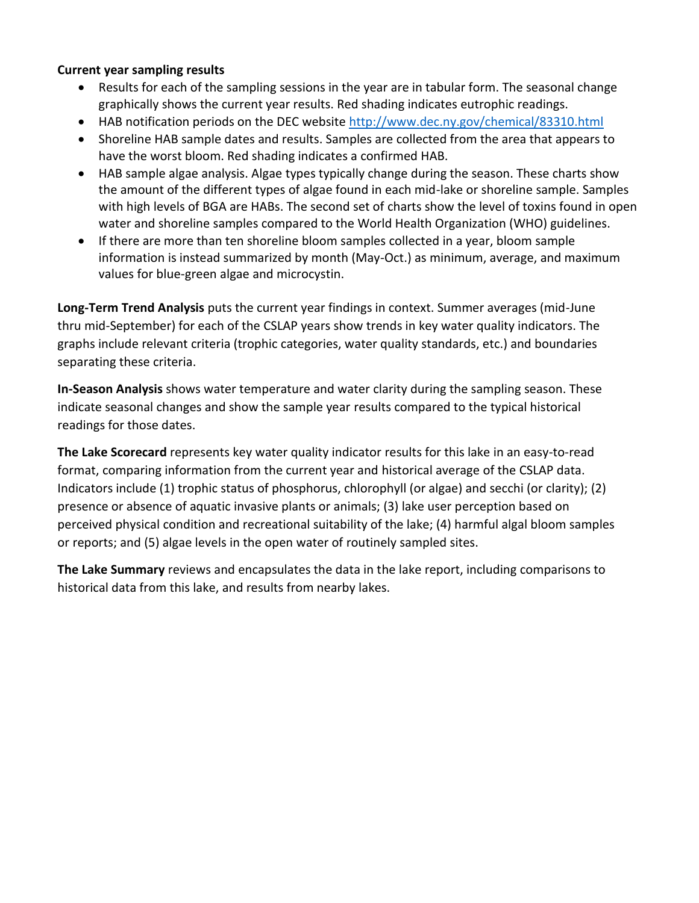**Current year sampling results**

- Results for each of the sampling sessions in the year are in tabular form. The seasonal change graphically shows the current year results. Red shading indicates eutrophic readings.
- HAB notification periods on the DEC website [http://www.dec.ny.gov/chemical/83310.html](http://www.dec.ny.gov/chemical/83310.html)
- Shoreline HAB sample dates and results. Samples are collected from the area that appears to have the worst bloom. Red shading indicates a confirmed HAB.
- HAB sample algae analysis. Algae types typically change during the season. These charts show the amount of the different types of algae found in each mid-lake or shoreline sample. Samples with high levels of BGA are HABs. The second set of charts show the level of toxins found in open water and shoreline samples compared to the World Health Organization (WHO) guidelines.
- If there are more than ten shoreline bloom samples collected in a year, bloom sample information is instead summarized by month (May-Oct.) as minimum, average, and maximum values for blue-green algae and microcystin.

**Long-Term Trend Analysis** puts the current year findings in context. Summer averages (mid-June thru mid-September) for each of the CSLAP years show trends in key water quality indicators. The graphs include relevant criteria (trophic categories, water quality standards, etc.) and boundaries separating these criteria.

**In-Season Analysis** shows water temperature and water clarity during the sampling season. These indicate seasonal changes and show the sample year results compared to the typical historical readings for those dates.

**The Lake Scorecard** represents key water quality indicator results for this lake in an easy-to-read format, comparing information from the current year and historical average of the CSLAP data. Indicators include (1) trophic status of phosphorus, chlorophyll (or algae) and secchi (or clarity); (2) presence or absence of aquatic invasive plants or animals; (3) lake user perception based on perceived physical condition and recreational suitability of the lake; (4) harmful algal bloom samples or reports; and (5) algae levels in the open water of routinely sampled sites.

**The Lake Summary** reviews and encapsulates the data in the lake report, including comparisons to historical data from this lake, and results from nearby lakes.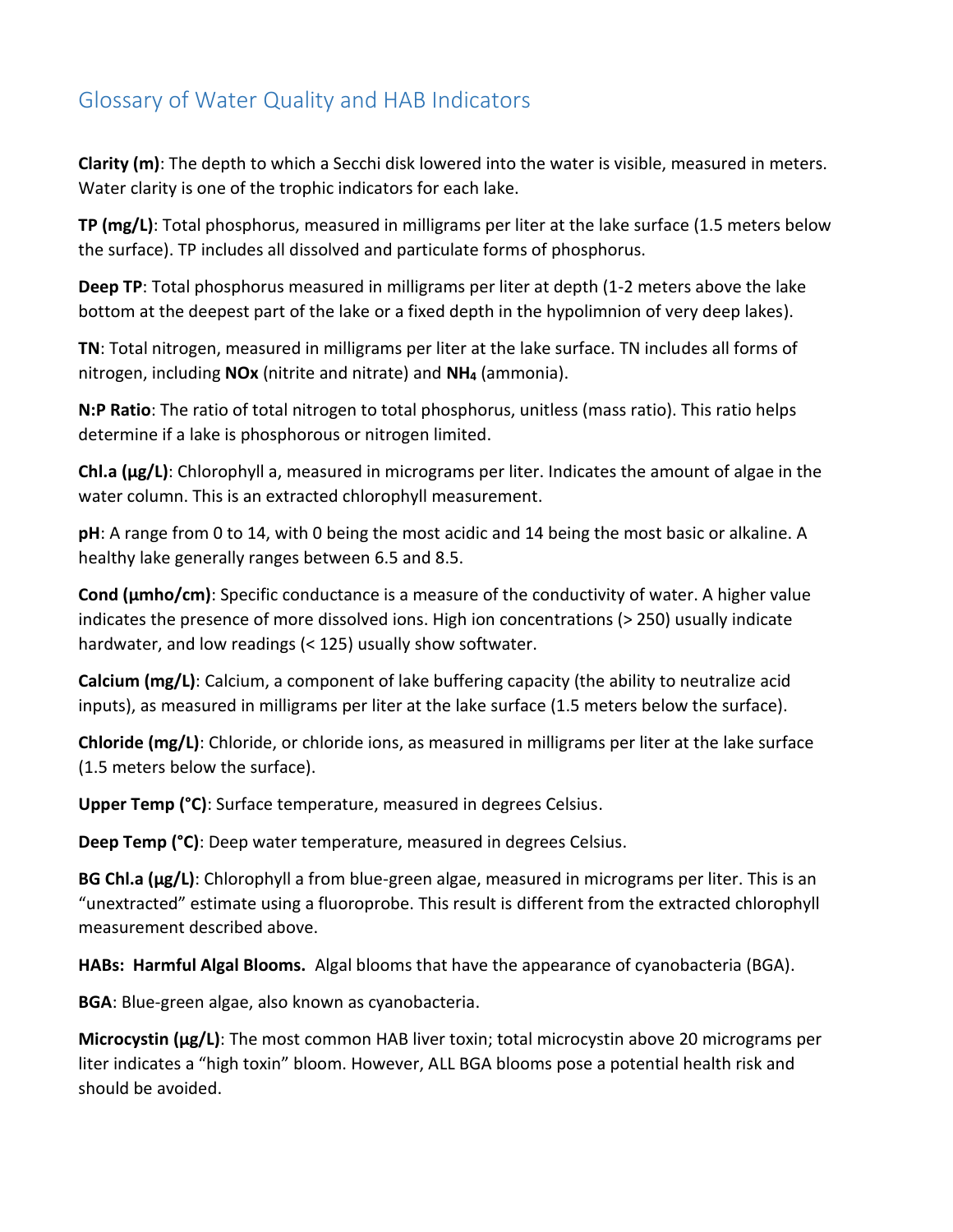## Glossary of Water Quality and HAB Indicators

**Clarity (m)**: The depth to which a Secchi disk lowered into the water is visible, measured in meters. Water clarity is one of the trophic indicators for each lake.

**TP (mg/L)**: Total phosphorus, measured in milligrams per liter at the lake surface (1.5 meters below the surface). TP includes all dissolved and particulate forms of phosphorus.

**Deep TP**: Total phosphorus measured in milligrams per liter at depth (1-2 meters above the lake bottom at the deepest part of the lake or a fixed depth in the hypolimnion of very deep lakes).

**TN**: Total nitrogen, measured in milligrams per liter at the lake surface. TN includes all forms of nitrogen, including **NOx** (nitrite and nitrate) and **$NH_4$** (ammonia).

**N:P Ratio**: The ratio of total nitrogen to total phosphorus, unitless (mass ratio). This ratio helps determine if a lake is phosphorous or nitrogen limited.

**Chl.a (µg/L)**: Chlorophyll a, measured in micrograms per liter. Indicates the amount of algae in the water column. This is an extracted chlorophyll measurement.

**pH**: A range from 0 to 14, with 0 being the most acidic and 14 being the most basic or alkaline. A healthy lake generally ranges between 6.5 and 8.5.

**Cond (µmho/cm)**: Specific conductance is a measure of the conductivity of water. A higher value indicates the presence of more dissolved ions. High ion concentrations (> 250) usually indicate hardwater, and low readings (< 125) usually show softwater.

**Calcium (mg/L)**: Calcium, a component of lake buffering capacity (the ability to neutralize acid inputs), as measured in milligrams per liter at the lake surface (1.5 meters below the surface).

**Chloride (mg/L)**: Chloride, or chloride ions, as measured in milligrams per liter at the lake surface (1.5 meters below the surface).

**Upper Temp (°C)**: Surface temperature, measured in degrees Celsius.

**Deep Temp (°C)**: Deep water temperature, measured in degrees Celsius.

**BG Chl.a (µg/L)**: Chlorophyll a from blue-green algae, measured in micrograms per liter. This is an "unextracted" estimate using a fluoroprobe. This result is different from the extracted chlorophyll measurement described above.

**HABs: Harmful Algal Blooms.** Algal blooms that have the appearance of cyanobacteria (BGA).

**BGA**: Blue-green algae, also known as cyanobacteria.

**Microcystin (µg/L)**: The most common HAB liver toxin; total microcystin above 20 micrograms per liter indicates a "high toxin" bloom. However, ALL BGA blooms pose a potential health risk and should be avoided.